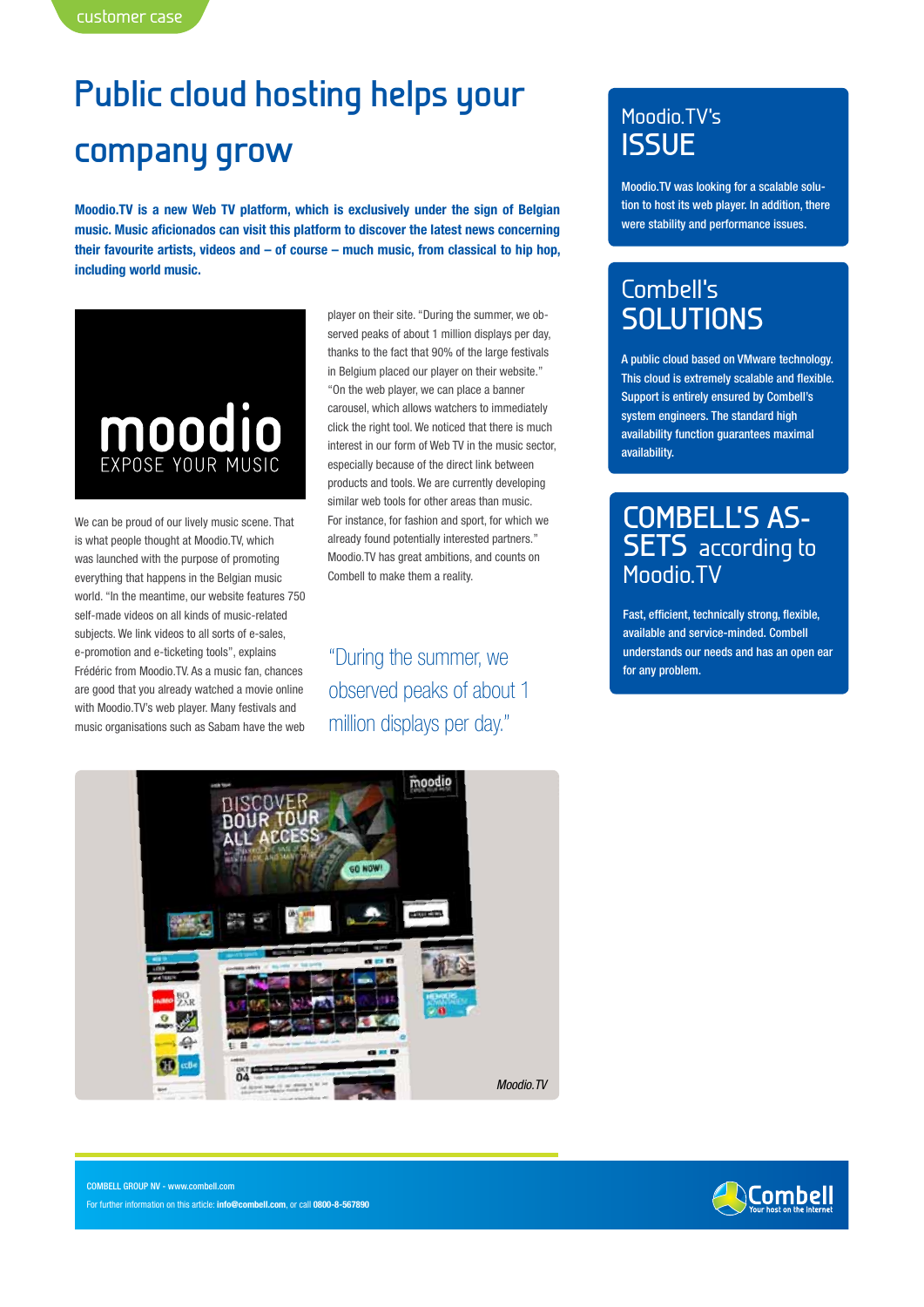customer case

# Public cloud hosting helps your company grow

**Moodio.TV is a new Web TV platform, which is exclusively under the sign of Belgian music. Music aficionados can visit this platform to discover the latest news concerning their favourite artists, videos and – of course – much music, from classical to hip hop, including world music.**

We can be proud of our lively music scene. That is what people thought at Moodio.TV, which was launched with the purpose of promoting everything that happens in the Belgian music world. "In the meantime, our website features 750 self-made videos on all kinds of music-related subjects. We link videos to all sorts of e-sales, e-promotion and e-ticketing tools", explains Frédéric from Moodio.TV. As a music fan, chances are good that you already watched a movie online with Moodio.TV's web player. Many festivals and music organisations such as Sabam have the web player on their site. "During the summer, we observed peaks of about 1 million displays per day, thanks to the fact that 90% of the large festivals in Belgium placed our player on their website." "On the web player, we can place a banner carousel, which allows watchers to immediately click the right tool. We noticed that there is much interest in our form of Web TV in the music sector, especially because of the direct link between products and tools. We are currently developing similar web tools for other areas than music. For instance, for fashion and sport, for which we already found potentially interested partners." Moodio.TV has great ambitions, and counts on Combell to make them a reality.

> "During the summer, we observed peaks of about 1 million displays per day."

*Moodio.TV*

## Moodio.TV's ISSUE

Moodio.TV was looking for a scalable solution to host its web player. In addition, there were stability and performance issues.

## Combell's SOLUTIONS

A public cloud based on VMware technology. This cloud is extremely scalable and flexible. Support is entirely ensured by Combell's system engineers. The standard high availability function guarantees maximal availability.

## COMBELL'S ASSETS according to Moodio.TV

Fast, efficient, technically strong, flexible, available and service-minded. Combell understands our needs and has an open ear for any problem.

COMBELL GROUP NV - www.combell.com

For further information on this article: **info@combell.com**, or call **0800-8-567890**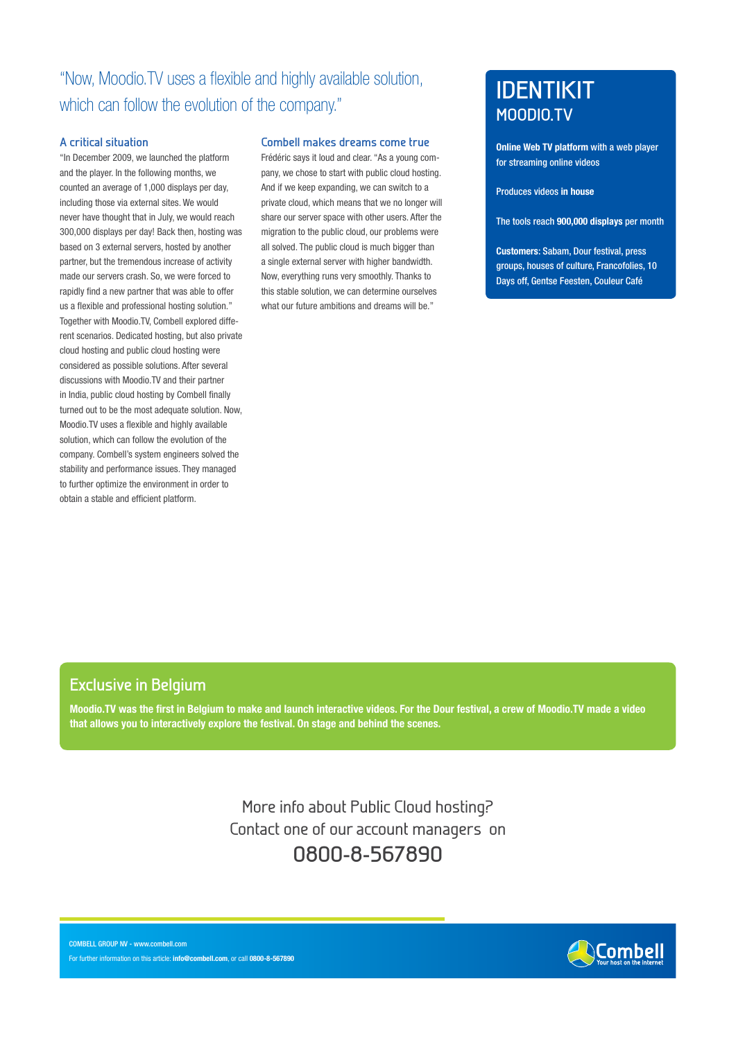"Now, Moodio.TV uses a flexible and highly available solution, which can follow the evolution of the company."

### A critical situation

"In December 2009, we launched the platform and the player. In the following months, we counted an average of 1,000 displays per day, including those via external sites. We would never have thought that in July, we would reach 300,000 displays per day! Back then, hosting was based on 3 external servers, hosted by another partner, but the tremendous increase of activity made our servers crash. So, we were forced to rapidly find a new partner that was able to offer us a flexible and professional hosting solution." Together with Moodio.TV, Combell explored different scenarios. Dedicated hosting, but also private cloud hosting and public cloud hosting were considered as possible solutions. After several discussions with Moodio.TV and their partner in India, public cloud hosting by Combell finally turned out to be the most adequate solution. Now, Moodio.TV uses a flexible and highly available solution, which can follow the evolution of the company. Combell's system engineers solved the stability and performance issues. They managed to further optimize the environment in order to obtain a stable and efficient platform.

### Combell makes dreams come true

Frédéric says it loud and clear. "As a young company, we chose to start with public cloud hosting. And if we keep expanding, we can switch to a private cloud, which means that we no longer will share our server space with other users. After the migration to the public cloud, our problems were all solved. The public cloud is much bigger than a single external server with higher bandwidth. Now, everything runs very smoothly. Thanks to this stable solution, we can determine ourselves what our future ambitions and dreams will be."

## IDENTIKIT
### MOODIO.TV

**Online Web TV platform** with a web player for streaming online videos

Produces videos **in house**

The tools reach **900,000 displays** per month

**Customers:** Sabam, Dour festival, press groups, houses of culture, Francofolies, 10 Days off, Gentse Feesten, Couleur Café

## Exclusive in Belgium

**Moodio.TV was the first in Belgium to make and launch interactive videos. For the Dour festival, a crew of Moodio.TV made a video that allows you to interactively explore the festival. On stage and behind the scenes.**

More info about Public Cloud hosting?
Contact one of our account managers on
**0800-8-567890**

COMBELL GROUP NV - www.combell.com
For further information on this article: **info@combell.com**, or call **0800-8-567890**

Combell
Your host on the internet